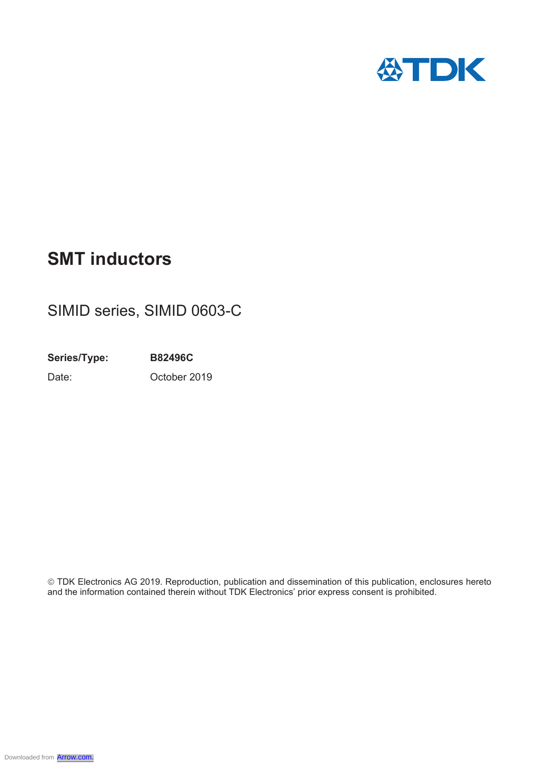# SMT inductors

SIMID series, SIMID 0603-C

**Series/Type:** **B82496C**

Date: October 2019

© TDK Electronics AG 2019. Reproduction, publication and dissemination of this publication, enclosures hereto and the information contained therein without TDK Electronics' prior express consent is prohibited.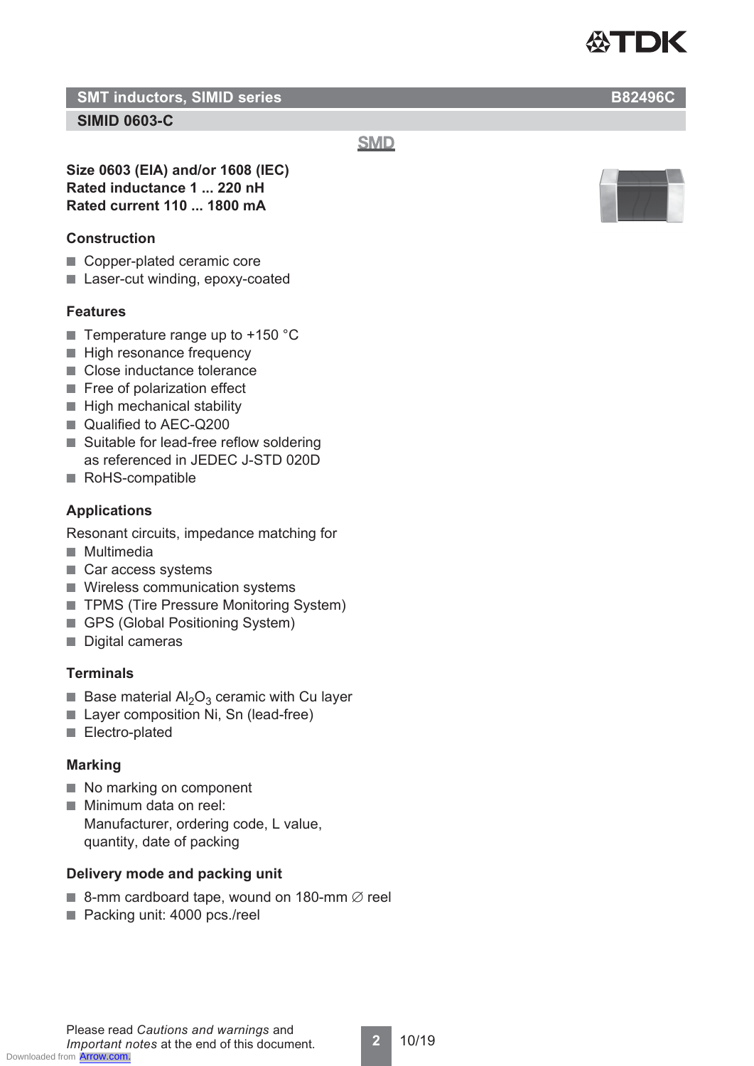## SMT inductors, SIMID series

**B82496C**

### SIMID 0603-C

SMD

**Size 0603 (EIA) and/or 1608 (IEC)**
**Rated inductance 1 ... 220 nH**
**Rated current 110 ... 1800 mA**

### Construction

- Copper-plated ceramic core
- Laser-cut winding, epoxy-coated

### Features

- Temperature range up to +150 °C
- High resonance frequency
- Close inductance tolerance
- Free of polarization effect
- High mechanical stability
- Qualified to AEC-Q200
- Suitable for lead-free reflow soldering as referenced in JEDEC J-STD 020D
- RoHS-compatible

### Applications

Resonant circuits, impedance matching for

- Multimedia
- Car access systems
- Wireless communication systems
- TPMS (Tire Pressure Monitoring System)
- GPS (Global Positioning System)
- Digital cameras

### Terminals

- Base material $Al_2O_3$ ceramic with Cu layer
- Layer composition Ni, Sn (lead-free)
- Electro-plated

### Marking

- No marking on component
- Minimum data on reel:
  Manufacturer, ordering code, L value, quantity, date of packing

### Delivery mode and packing unit

- 8-mm cardboard tape, wound on 180-mm ∅ reel
- Packing unit: 4000 pcs./reel

Please read *Cautions and warnings* and *Important notes* at the end of this document.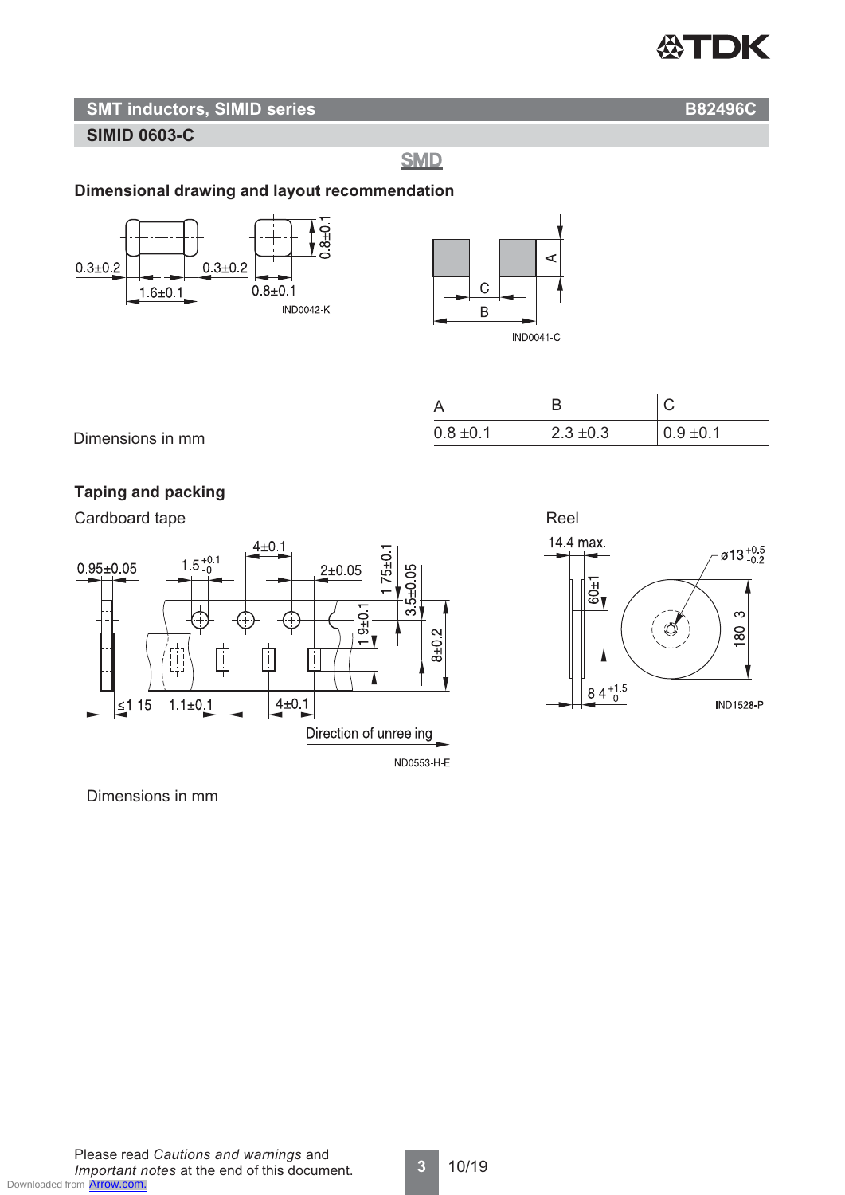## SMT inductors, SIMID series

**B82496C**

### SIMID 0603-C

SMD

**Dimensional drawing and layout recommendation**

| A | B | C |
|---|---|---|
| 0.8 ±0.1 | 2.3 ±0.3 | 0.9 ±0.1 |

Dimensions in mm

**Taping and packing**

Cardboard tape

Reel

Dimensions in mm

Please read *Cautions and warnings* and *Important notes* at the end of this document.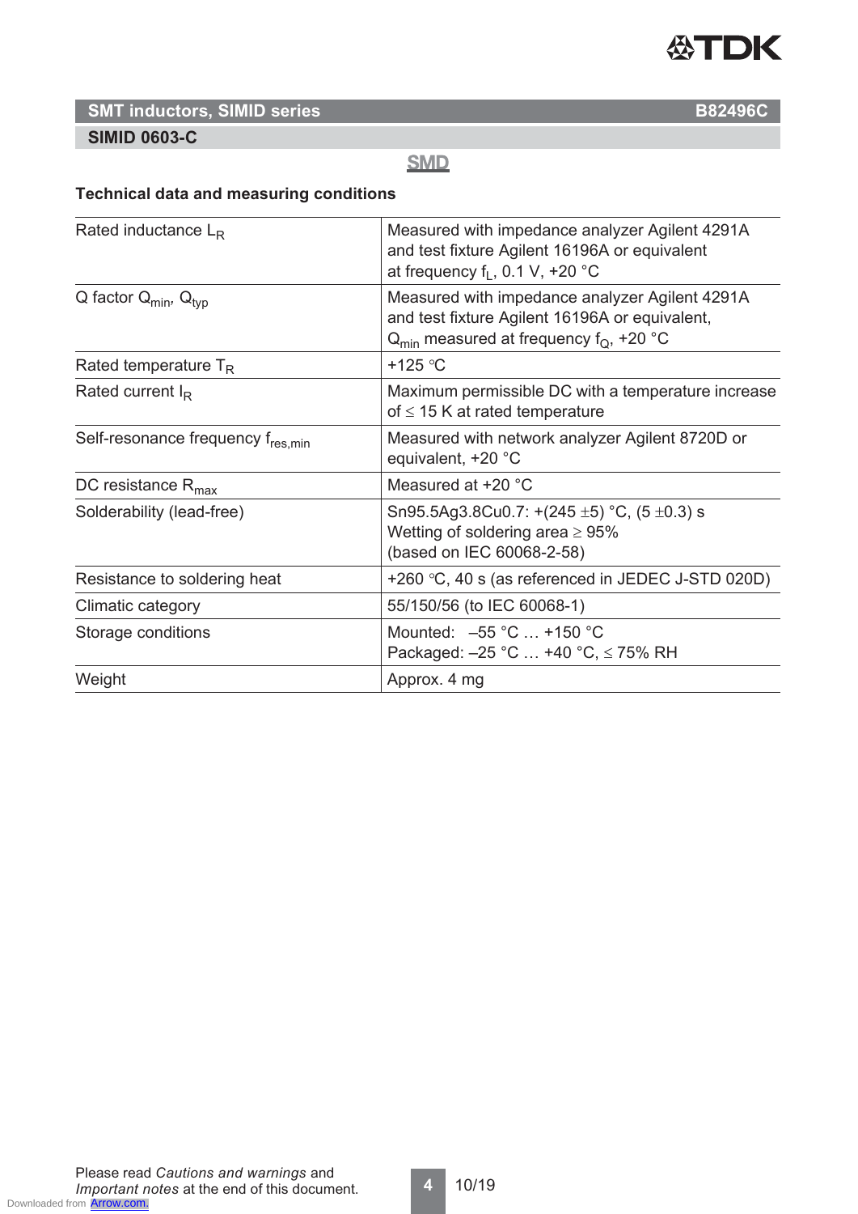## SMT inductors, SIMID series B82496C

### SIMID 0603-C

SMD

### Technical data and measuring conditions

| | |
|---|---|
| Rated inductance $L_R$ | Measured with impedance analyzer Agilent 4291A and test fixture Agilent 16196A or equivalent at frequency $f_L$, 0.1 V, +20 °C |
| Q factor $Q_{min}$, $Q_{typ}$ | Measured with impedance analyzer Agilent 4291A and test fixture Agilent 16196A or equivalent, $Q_{min}$ measured at frequency $f_Q$, +20 °C |
| Rated temperature $T_R$ | +125 °C |
| Rated current $I_R$ | Maximum permissible DC with a temperature increase of ≤ 15 K at rated temperature |
| Self-resonance frequency $f_{res,min}$ | Measured with network analyzer Agilent 8720D or equivalent, +20 °C |
| DC resistance $R_{max}$ | Measured at +20 °C |
| Solderability (lead-free) | Sn95.5Ag3.8Cu0.7: +(245 ±5) °C, (5 ±0.3) s<br>Wetting of soldering area ≥ 95%<br>(based on IEC 60068-2-58) |
| Resistance to soldering heat | +260 °C, 40 s (as referenced in JEDEC J-STD 020D) |
| Climatic category | 55/150/56 (to IEC 60068-1) |
| Storage conditions | Mounted: –55 °C … +150 °C<br>Packaged: –25 °C … +40 °C, ≤ 75% RH |
| Weight | Approx. 4 mg |

Please read *Cautions and warnings* and *Important notes* at the end of this document.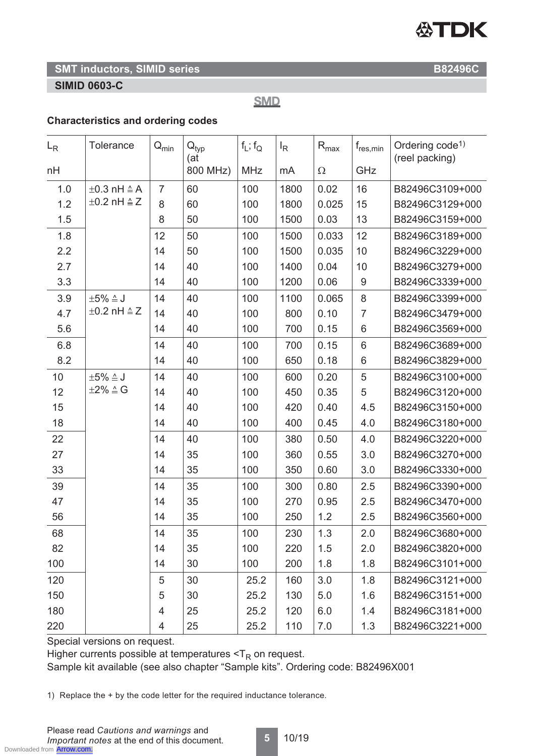## SMT inductors, SIMID series — B82496C

### SIMID 0603-C

SMD

### Characteristics and ordering codes

| $L_R$ nH | Tolerance | $Q_{min}$ | $Q_{typ}$ (at 800 MHz) | $f_L$; $f_Q$ MHz | $I_R$ mA | $R_{max}$ Ω | $f_{res,min}$ GHz | Ordering code[1] (reel packing) |
|---|---|---|---|---|---|---|---|---|
| 1.0 | ±0.3 nH ≙ A ±0.2 nH ≙ Z | 7 | 60 | 100 | 1800 | 0.02 | 16 | B82496C3109+000 |
| 1.2 | | 8 | 60 | 100 | 1800 | 0.025 | 15 | B82496C3129+000 |
| 1.5 | | 8 | 50 | 100 | 1500 | 0.03 | 13 | B82496C3159+000 |
| 1.8 | | 12 | 50 | 100 | 1500 | 0.033 | 12 | B82496C3189+000 |
| 2.2 | | 14 | 50 | 100 | 1500 | 0.035 | 10 | B82496C3229+000 |
| 2.7 | | 14 | 40 | 100 | 1400 | 0.04 | 10 | B82496C3279+000 |
| 3.3 | | 14 | 40 | 100 | 1200 | 0.06 | 9 | B82496C3339+000 |
| 3.9 | ±5% ≙ J ±0.2 nH ≙ Z | 14 | 40 | 100 | 1100 | 0.065 | 8 | B82496C3399+000 |
| 4.7 | | 14 | 40 | 100 | 800 | 0.10 | 7 | B82496C3479+000 |
| 5.6 | | 14 | 40 | 100 | 700 | 0.15 | 6 | B82496C3569+000 |
| 6.8 | | 14 | 40 | 100 | 700 | 0.15 | 6 | B82496C3689+000 |
| 8.2 | | 14 | 40 | 100 | 650 | 0.18 | 6 | B82496C3829+000 |
| 10 | ±5% ≙ J ±2% ≙ G | 14 | 40 | 100 | 600 | 0.20 | 5 | B82496C3100+000 |
| 12 | | 14 | 40 | 100 | 450 | 0.35 | 5 | B82496C3120+000 |
| 15 | | 14 | 40 | 100 | 420 | 0.40 | 4.5 | B82496C3150+000 |
| 18 | | 14 | 40 | 100 | 400 | 0.45 | 4.0 | B82496C3180+000 |
| 22 | | 14 | 40 | 100 | 380 | 0.50 | 4.0 | B82496C3220+000 |
| 27 | | 14 | 35 | 100 | 360 | 0.55 | 3.0 | B82496C3270+000 |
| 33 | | 14 | 35 | 100 | 350 | 0.60 | 3.0 | B82496C3330+000 |
| 39 | | 14 | 35 | 100 | 300 | 0.80 | 2.5 | B82496C3390+000 |
| 47 | | 14 | 35 | 100 | 270 | 0.95 | 2.5 | B82496C3470+000 |
| 56 | | 14 | 35 | 100 | 250 | 1.2 | 2.5 | B82496C3560+000 |
| 68 | | 14 | 35 | 100 | 230 | 1.3 | 2.0 | B82496C3680+000 |
| 82 | | 14 | 35 | 100 | 220 | 1.5 | 2.0 | B82496C3820+000 |
| 100 | | 14 | 30 | 100 | 200 | 1.8 | 1.8 | B82496C3101+000 |
| 120 | | 5 | 30 | 25.2 | 160 | 3.0 | 1.8 | B82496C3121+000 |
| 150 | | 5 | 30 | 25.2 | 130 | 5.0 | 1.6 | B82496C3151+000 |
| 180 | | 4 | 25 | 25.2 | 120 | 6.0 | 1.4 | B82496C3181+000 |
| 220 | | 4 | 25 | 25.2 | 110 | 7.0 | 1.3 | B82496C3221+000 |

Special versions on request.
Higher currents possible at temperatures $<T_R$ on request.
Sample kit available (see also chapter "Sample kits". Ordering code: B82496X001

1) Replace the + by the code letter for the required inductance tolerance.

Please read *Cautions and warnings* and *Important notes* at the end of this document.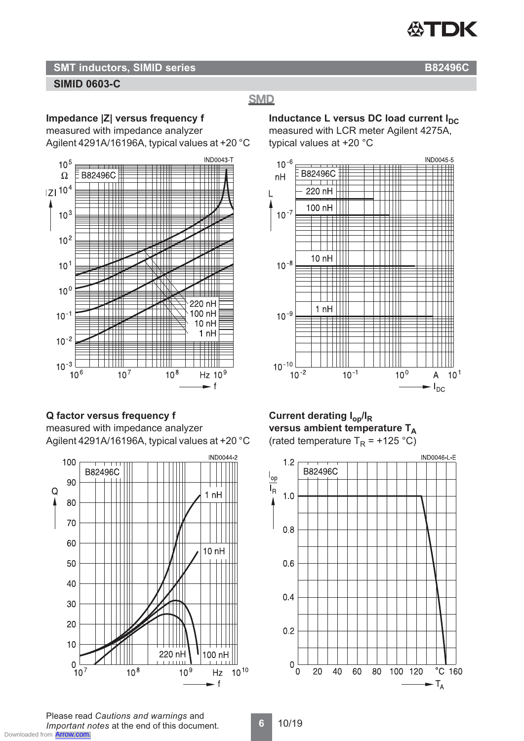## SMT inductors, SIMID series — B82496C

### SIMID 0603-C

SMD

**Impedance |Z| versus frequency f**
measured with impedance analyzer
Agilent 4291A/16196A, typical values at +20 °C

**Inductance L versus DC load current $I_{DC}$**
measured with LCR meter Agilent 4275A,
typical values at +20 °C

**Q factor versus frequency f**
measured with impedance analyzer
Agilent 4291A/16196A, typical values at +20 °C

**Current derating $I_{op}/I_R$ versus ambient temperature $T_A$**
(rated temperature $T_R$ = +125 °C)

Please read *Cautions and warnings* and
*Important notes* at the end of this document.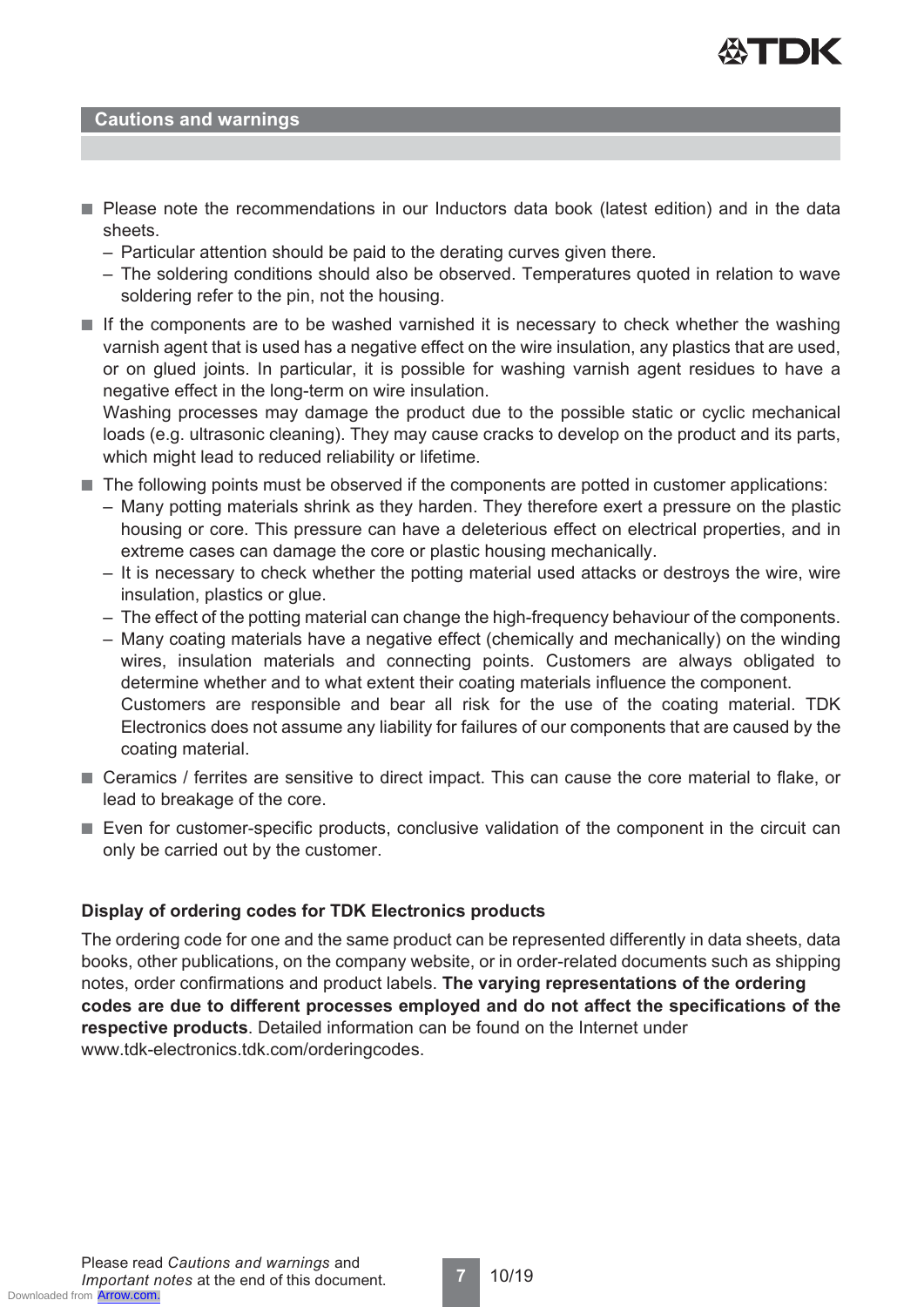## Cautions and warnings

- Please note the recommendations in our Inductors data book (latest edition) and in the data sheets.
  - Particular attention should be paid to the derating curves given there.
  - The soldering conditions should also be observed. Temperatures quoted in relation to wave soldering refer to the pin, not the housing.
- If the components are to be washed varnished it is necessary to check whether the washing varnish agent that is used has a negative effect on the wire insulation, any plastics that are used, or on glued joints. In particular, it is possible for washing varnish agent residues to have a negative effect in the long-term on wire insulation.
  Washing processes may damage the product due to the possible static or cyclic mechanical loads (e.g. ultrasonic cleaning). They may cause cracks to develop on the product and its parts, which might lead to reduced reliability or lifetime.
- The following points must be observed if the components are potted in customer applications:
  - Many potting materials shrink as they harden. They therefore exert a pressure on the plastic housing or core. This pressure can have a deleterious effect on electrical properties, and in extreme cases can damage the core or plastic housing mechanically.
  - It is necessary to check whether the potting material used attacks or destroys the wire, wire insulation, plastics or glue.
  - The effect of the potting material can change the high-frequency behaviour of the components.
  - Many coating materials have a negative effect (chemically and mechanically) on the winding wires, insulation materials and connecting points. Customers are always obligated to determine whether and to what extent their coating materials influence the component.
    Customers are responsible and bear all risk for the use of the coating material. TDK Electronics does not assume any liability for failures of our components that are caused by the coating material.
- Ceramics / ferrites are sensitive to direct impact. This can cause the core material to flake, or lead to breakage of the core.
- Even for customer-specific products, conclusive validation of the component in the circuit can only be carried out by the customer.

**Display of ordering codes for TDK Electronics products**

The ordering code for one and the same product can be represented differently in data sheets, data books, other publications, on the company website, or in order-related documents such as shipping notes, order confirmations and product labels. **The varying representations of the ordering codes are due to different processes employed and do not affect the specifications of the respective products**. Detailed information can be found on the Internet under www.tdk-electronics.tdk.com/orderingcodes.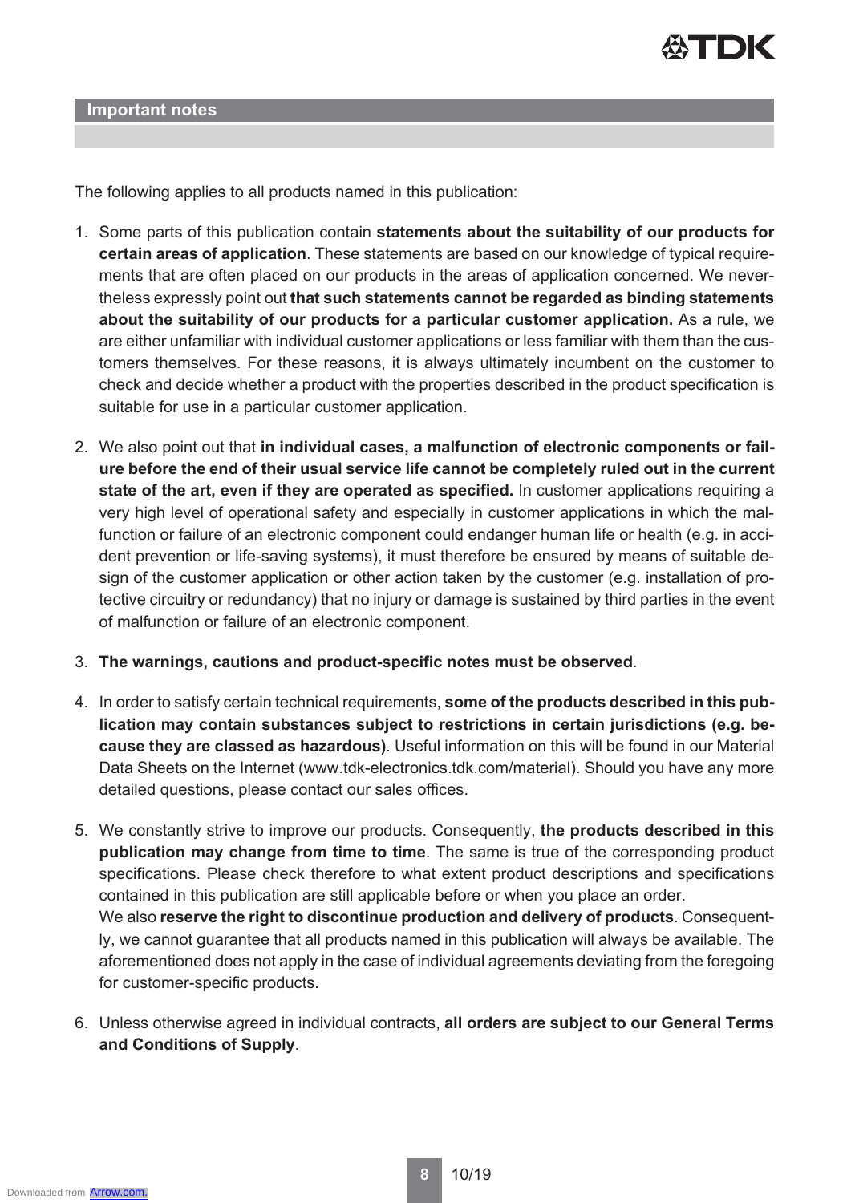## Important notes

The following applies to all products named in this publication:

1. Some parts of this publication contain **statements about the suitability of our products for certain areas of application**. These statements are based on our knowledge of typical requirements that are often placed on our products in the areas of application concerned. We nevertheless expressly point out **that such statements cannot be regarded as binding statements about the suitability of our products for a particular customer application.** As a rule, we are either unfamiliar with individual customer applications or less familiar with them than the customers themselves. For these reasons, it is always ultimately incumbent on the customer to check and decide whether a product with the properties described in the product specification is suitable for use in a particular customer application.

2. We also point out that **in individual cases, a malfunction of electronic components or failure before the end of their usual service life cannot be completely ruled out in the current state of the art, even if they are operated as specified.** In customer applications requiring a very high level of operational safety and especially in customer applications in which the malfunction or failure of an electronic component could endanger human life or health (e.g. in accident prevention or life-saving systems), it must therefore be ensured by means of suitable design of the customer application or other action taken by the customer (e.g. installation of protective circuitry or redundancy) that no injury or damage is sustained by third parties in the event of malfunction or failure of an electronic component.

3. **The warnings, cautions and product-specific notes must be observed**.

4. In order to satisfy certain technical requirements, **some of the products described in this publication may contain substances subject to restrictions in certain jurisdictions (e.g. because they are classed as hazardous)**. Useful information on this will be found in our Material Data Sheets on the Internet (www.tdk-electronics.tdk.com/material). Should you have any more detailed questions, please contact our sales offices.

5. We constantly strive to improve our products. Consequently, **the products described in this publication may change from time to time**. The same is true of the corresponding product specifications. Please check therefore to what extent product descriptions and specifications contained in this publication are still applicable before or when you place an order.
   We also **reserve the right to discontinue production and delivery of products**. Consequently, we cannot guarantee that all products named in this publication will always be available. The aforementioned does not apply in the case of individual agreements deviating from the foregoing for customer-specific products.

6. Unless otherwise agreed in individual contracts, **all orders are subject to our General Terms and Conditions of Supply**.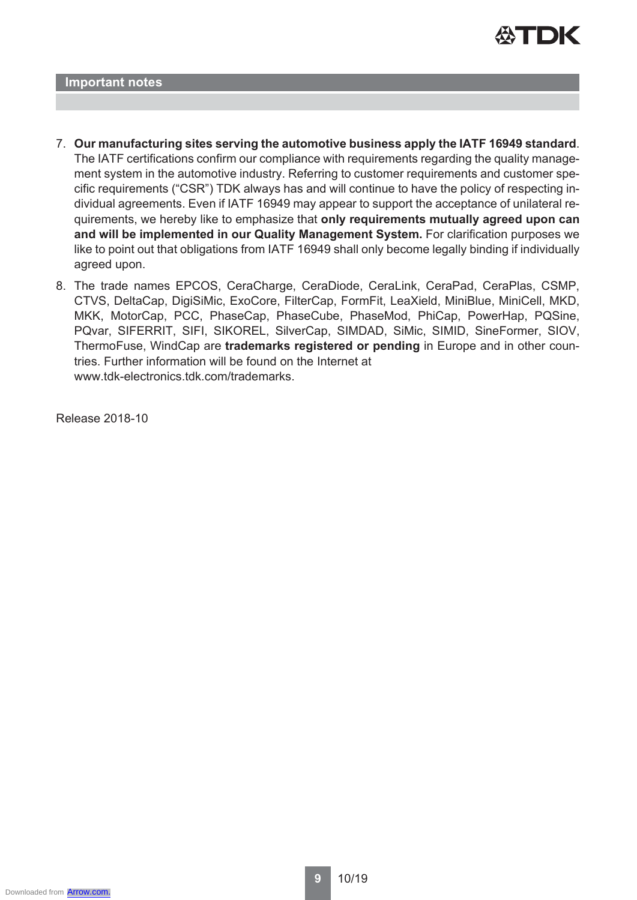## Important notes

7. **Our manufacturing sites serving the automotive business apply the IATF 16949 standard**. The IATF certifications confirm our compliance with requirements regarding the quality management system in the automotive industry. Referring to customer requirements and customer specific requirements ("CSR") TDK always has and will continue to have the policy of respecting individual agreements. Even if IATF 16949 may appear to support the acceptance of unilateral requirements, we hereby like to emphasize that **only requirements mutually agreed upon can and will be implemented in our Quality Management System.** For clarification purposes we like to point out that obligations from IATF 16949 shall only become legally binding if individually agreed upon.

8. The trade names EPCOS, CeraCharge, CeraDiode, CeraLink, CeraPad, CeraPlas, CSMP, CTVS, DeltaCap, DigiSiMic, ExoCore, FilterCap, FormFit, LeaXield, MiniBlue, MiniCell, MKD, MKK, MotorCap, PCC, PhaseCap, PhaseCube, PhaseMod, PhiCap, PowerHap, PQSine, PQvar, SIFERRIT, SIFI, SIKOREL, SilverCap, SIMDAD, SiMic, SIMID, SineFormer, SIOV, ThermoFuse, WindCap are **trademarks registered or pending** in Europe and in other countries. Further information will be found on the Internet at www.tdk-electronics.tdk.com/trademarks.

Release 2018-10